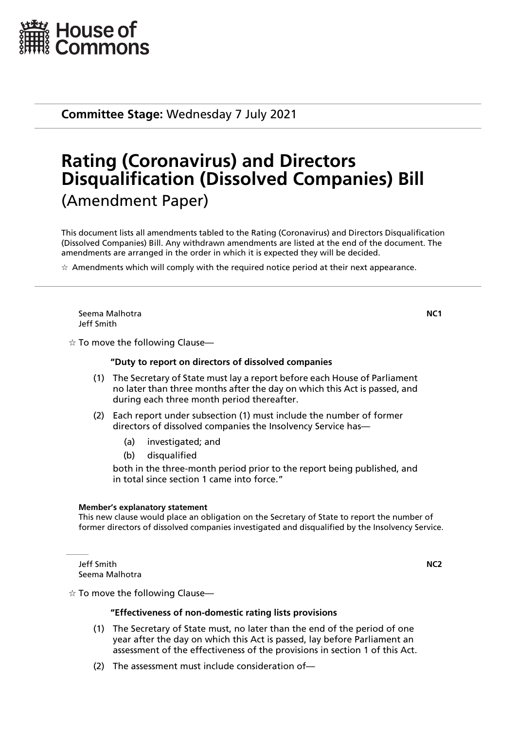House of Commons

**Committee Stage:** Wednesday 7 July 2021

# Rating (Coronavirus) and Directors Disqualification (Dissolved Companies) Bill

## (Amendment Paper)

This document lists all amendments tabled to the Rating (Coronavirus) and Directors Disqualification (Dissolved Companies) Bill. Any withdrawn amendments are listed at the end of the document. The amendments are arranged in the order in which it is expected they will be decided.

☆ Amendments which will comply with the required notice period at their next appearance.

---

Seema Malhotra
Jeff Smith

**NC1**

☆ To move the following Clause—

**"Duty to report on directors of dissolved companies**

(1) The Secretary of State must lay a report before each House of Parliament no later than three months after the day on which this Act is passed, and during each three month period thereafter.

(2) Each report under subsection (1) must include the number of former directors of dissolved companies the Insolvency Service has—

(a) investigated; and

(b) disqualified

both in the three-month period prior to the report being published, and in total since section 1 came into force."

**Member's explanatory statement**
This new clause would place an obligation on the Secretary of State to report the number of former directors of dissolved companies investigated and disqualified by the Insolvency Service.

---

Jeff Smith
Seema Malhotra

**NC2**

☆ To move the following Clause—

**"Effectiveness of non-domestic rating lists provisions**

(1) The Secretary of State must, no later than the end of the period of one year after the day on which this Act is passed, lay before Parliament an assessment of the effectiveness of the provisions in section 1 of this Act.

(2) The assessment must include consideration of—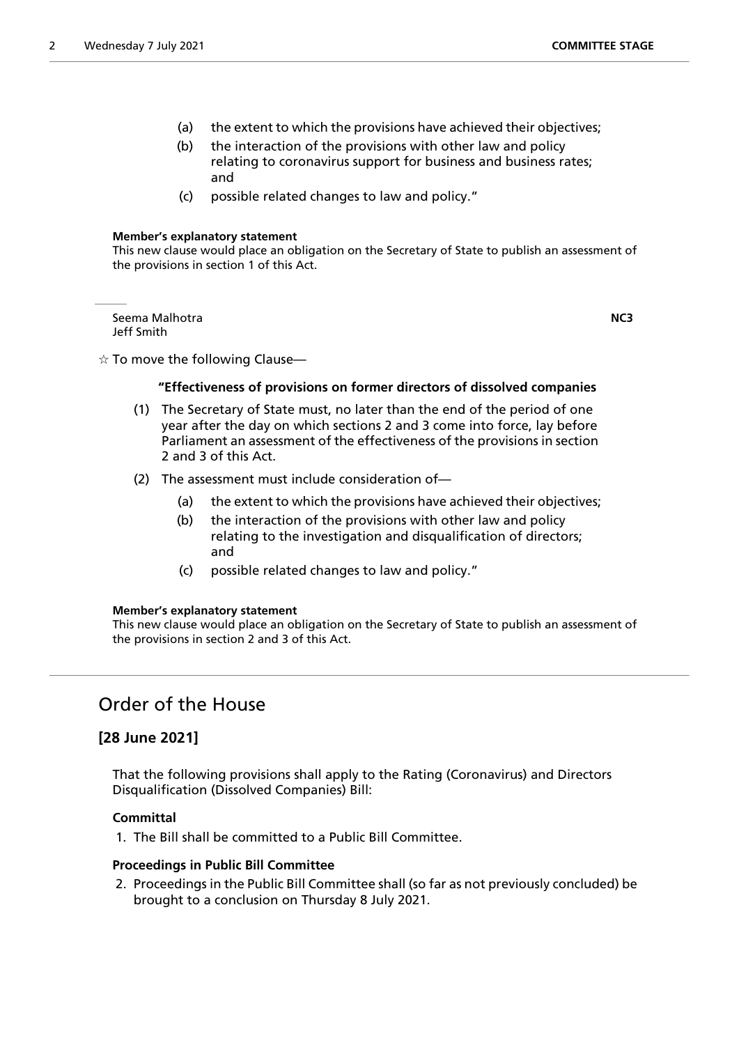(a) the extent to which the provisions have achieved their objectives;

(b) the interaction of the provisions with other law and policy relating to coronavirus support for business and business rates; and

(c) possible related changes to law and policy."

**Member's explanatory statement**
This new clause would place an obligation on the Secretary of State to publish an assessment of the provisions in section 1 of this Act.

---

Seema Malhotra **NC3**
Jeff Smith

☆ To move the following Clause—

**"Effectiveness of provisions on former directors of dissolved companies**

(1) The Secretary of State must, no later than the end of the period of one year after the day on which sections 2 and 3 come into force, lay before Parliament an assessment of the effectiveness of the provisions in section 2 and 3 of this Act.

(2) The assessment must include consideration of—

(a) the extent to which the provisions have achieved their objectives;

(b) the interaction of the provisions with other law and policy relating to the investigation and disqualification of directors; and

(c) possible related changes to law and policy."

**Member's explanatory statement**
This new clause would place an obligation on the Secretary of State to publish an assessment of the provisions in section 2 and 3 of this Act.

## Order of the House

### [28 June 2021]

That the following provisions shall apply to the Rating (Coronavirus) and Directors Disqualification (Dissolved Companies) Bill:

**Committal**

1. The Bill shall be committed to a Public Bill Committee.

**Proceedings in Public Bill Committee**

2. Proceedings in the Public Bill Committee shall (so far as not previously concluded) be brought to a conclusion on Thursday 8 July 2021.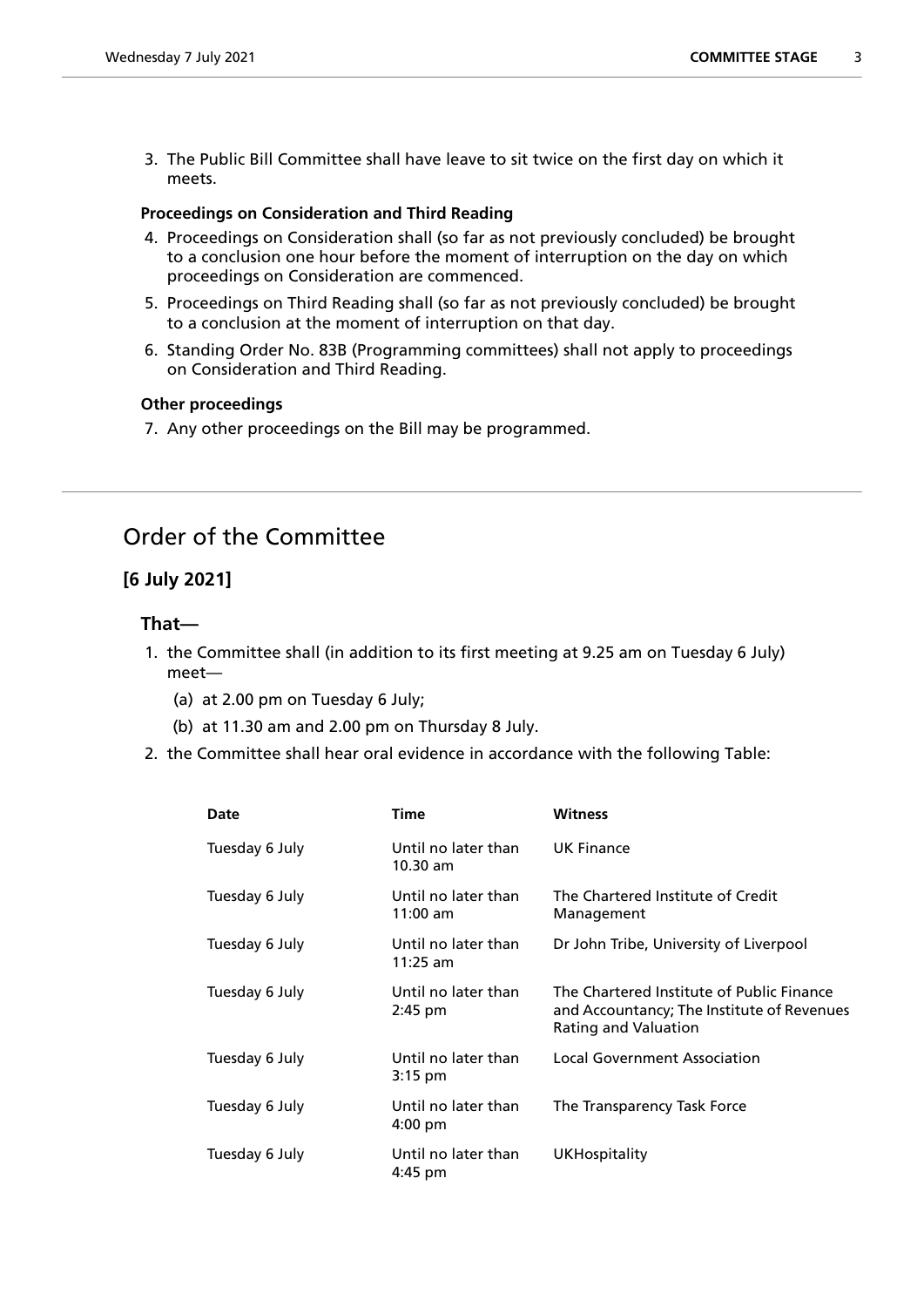3. The Public Bill Committee shall have leave to sit twice on the first day on which it meets.

**Proceedings on Consideration and Third Reading**

4. Proceedings on Consideration shall (so far as not previously concluded) be brought to a conclusion one hour before the moment of interruption on the day on which proceedings on Consideration are commenced.
5. Proceedings on Third Reading shall (so far as not previously concluded) be brought to a conclusion at the moment of interruption on that day.
6. Standing Order No. 83B (Programming committees) shall not apply to proceedings on Consideration and Third Reading.

**Other proceedings**

7. Any other proceedings on the Bill may be programmed.

---

## Order of the Committee

### [6 July 2021]

**That—**

1. the Committee shall (in addition to its first meeting at 9.25 am on Tuesday 6 July) meet—
   (a) at 2.00 pm on Tuesday 6 July;
   (b) at 11.30 am and 2.00 pm on Thursday 8 July.
2. the Committee shall hear oral evidence in accordance with the following Table:

| Date | Time | Witness |
|---|---|---|
| Tuesday 6 July | Until no later than 10.30 am | UK Finance |
| Tuesday 6 July | Until no later than 11:00 am | The Chartered Institute of Credit Management |
| Tuesday 6 July | Until no later than 11:25 am | Dr John Tribe, University of Liverpool |
| Tuesday 6 July | Until no later than 2:45 pm | The Chartered Institute of Public Finance and Accountancy; The Institute of Revenues Rating and Valuation |
| Tuesday 6 July | Until no later than 3:15 pm | Local Government Association |
| Tuesday 6 July | Until no later than 4:00 pm | The Transparency Task Force |
| Tuesday 6 July | Until no later than 4:45 pm | UKHospitality |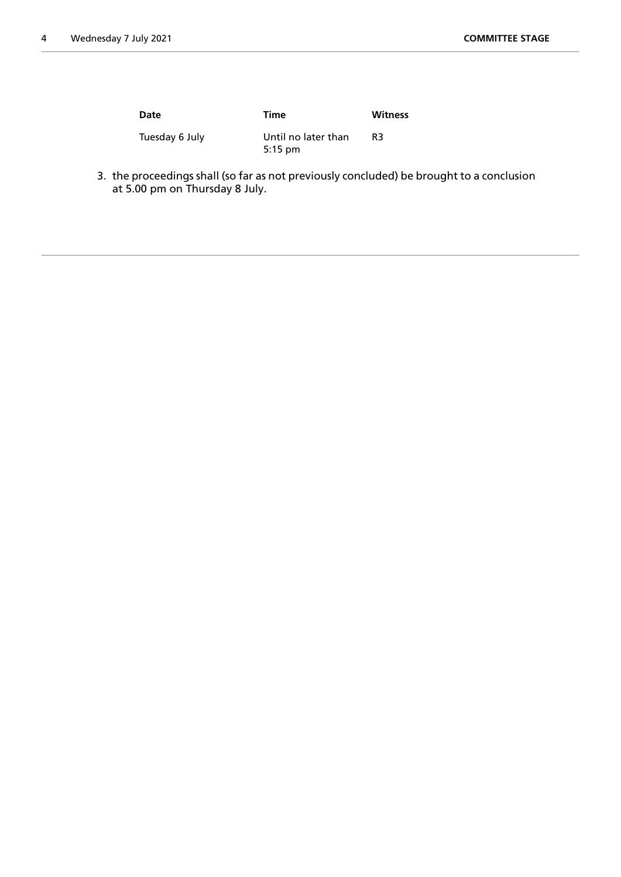| Date | Time | Witness |
|---|---|---|
| Tuesday 6 July | Until no later than 5:15 pm | R3 |

3. the proceedings shall (so far as not previously concluded) be brought to a conclusion at 5.00 pm on Thursday 8 July.